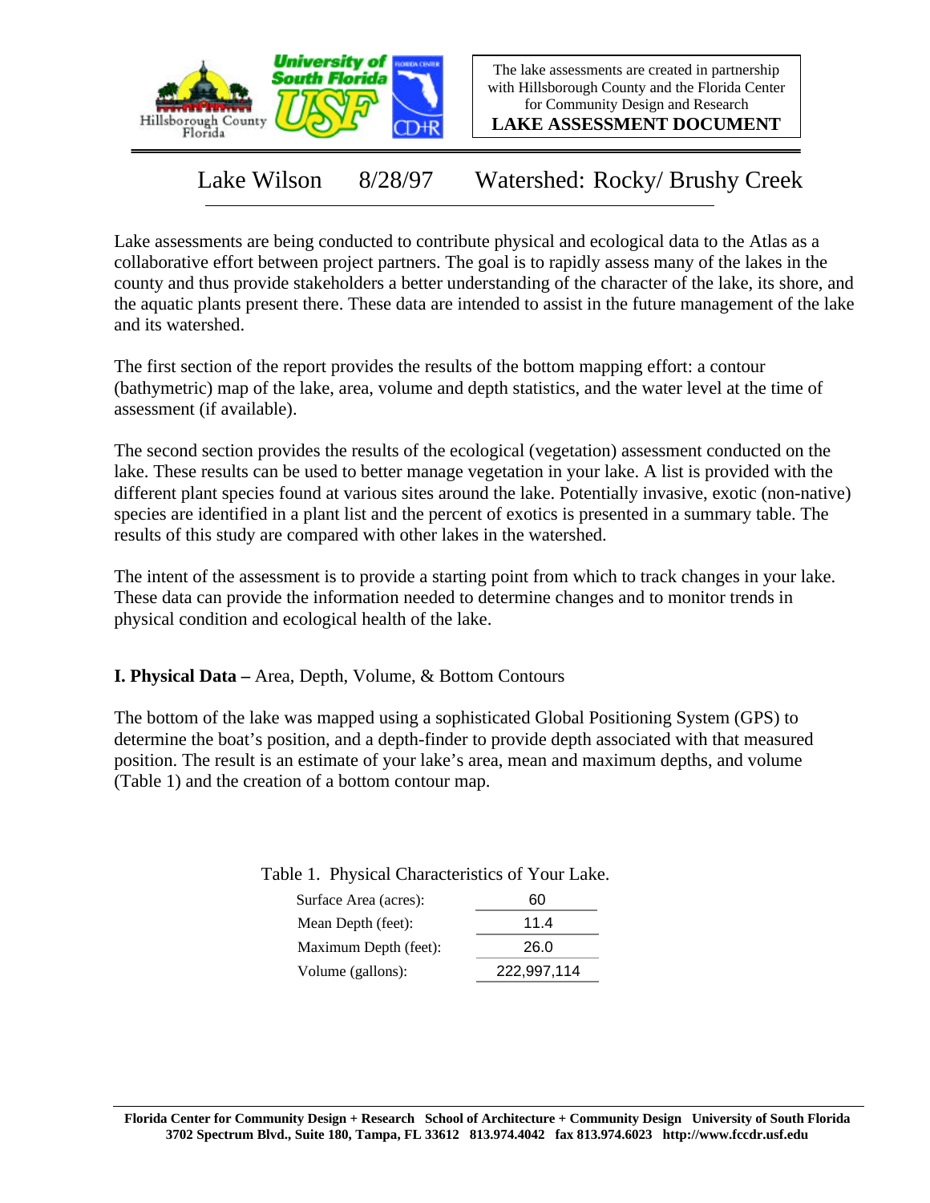The lake assessments are created in partnership with Hillsborough County and the Florida Center for Community Design and Research

**LAKE ASSESSMENT DOCUMENT**

# Lake Wilson 8/28/97 Watershed: Rocky/ Brushy Creek

Lake assessments are being conducted to contribute physical and ecological data to the Atlas as a collaborative effort between project partners. The goal is to rapidly assess many of the lakes in the county and thus provide stakeholders a better understanding of the character of the lake, its shore, and the aquatic plants present there. These data are intended to assist in the future management of the lake and its watershed.

The first section of the report provides the results of the bottom mapping effort: a contour (bathymetric) map of the lake, area, volume and depth statistics, and the water level at the time of assessment (if available).

The second section provides the results of the ecological (vegetation) assessment conducted on the lake. These results can be used to better manage vegetation in your lake. A list is provided with the different plant species found at various sites around the lake. Potentially invasive, exotic (non-native) species are identified in a plant list and the percent of exotics is presented in a summary table. The results of this study are compared with other lakes in the watershed.

The intent of the assessment is to provide a starting point from which to track changes in your lake. These data can provide the information needed to determine changes and to monitor trends in physical condition and ecological health of the lake.

## I. Physical Data – Area, Depth, Volume, & Bottom Contours

The bottom of the lake was mapped using a sophisticated Global Positioning System (GPS) to determine the boat's position, and a depth-finder to provide depth associated with that measured position. The result is an estimate of your lake's area, mean and maximum depths, and volume (Table 1) and the creation of a bottom contour map.

Table 1. Physical Characteristics of Your Lake.

| | |
|---|---|
| Surface Area (acres): | 60 |
| Mean Depth (feet): | 11.4 |
| Maximum Depth (feet): | 26.0 |
| Volume (gallons): | 222,997,114 |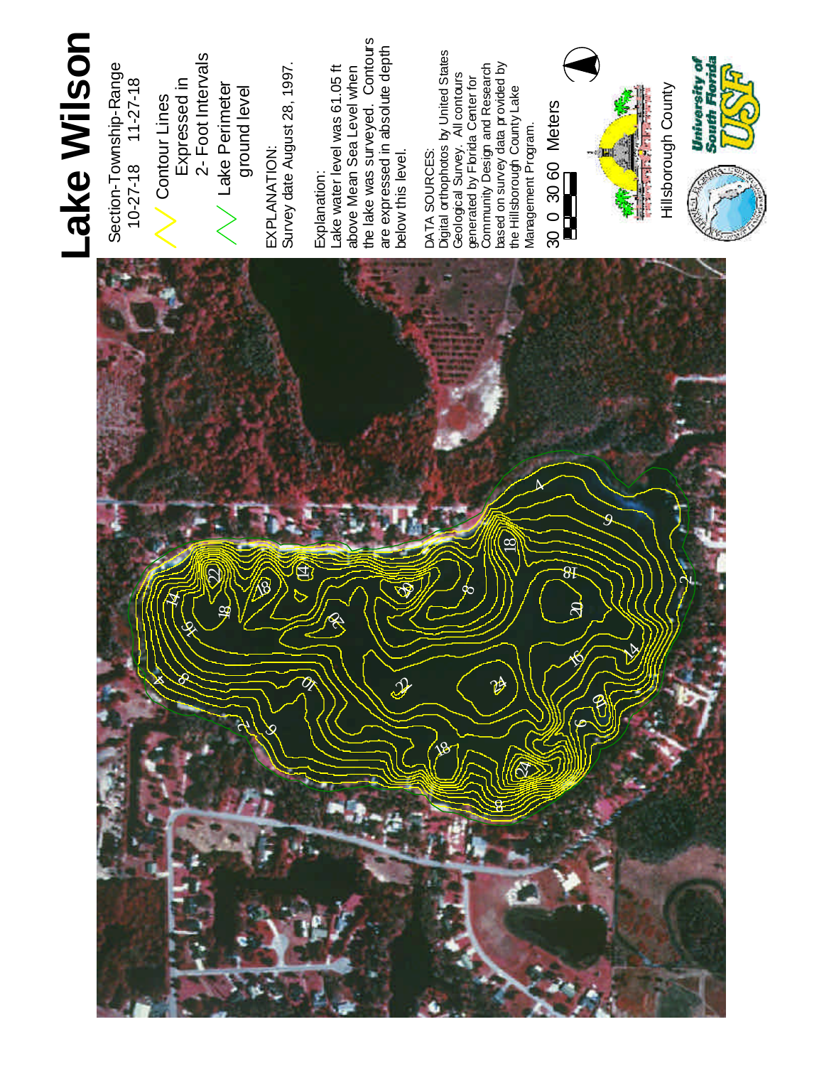# Lake Wilson

Section-Township-Range
10-27-18 11-27-18

Contour Lines
Expressed in
2- Foot Intervals

Lake Perimeter
ground level

EXPLANATION:
Survey date August 28, 1997.

Explanation:
Lake water level was 61.05 ft above Mean Sea Level when the lake was surveyed. Contours are expressed in absolute depth below this level.

DATA SOURCES:
Digital orthophotos by United States Geological Survey. All contours generated by Florida Center for Community Design and Research based on survey data provided by the Hillsborough County Lake Management Program.

30 0 30 60 Meters

Hillsborough County

University of South Florida USF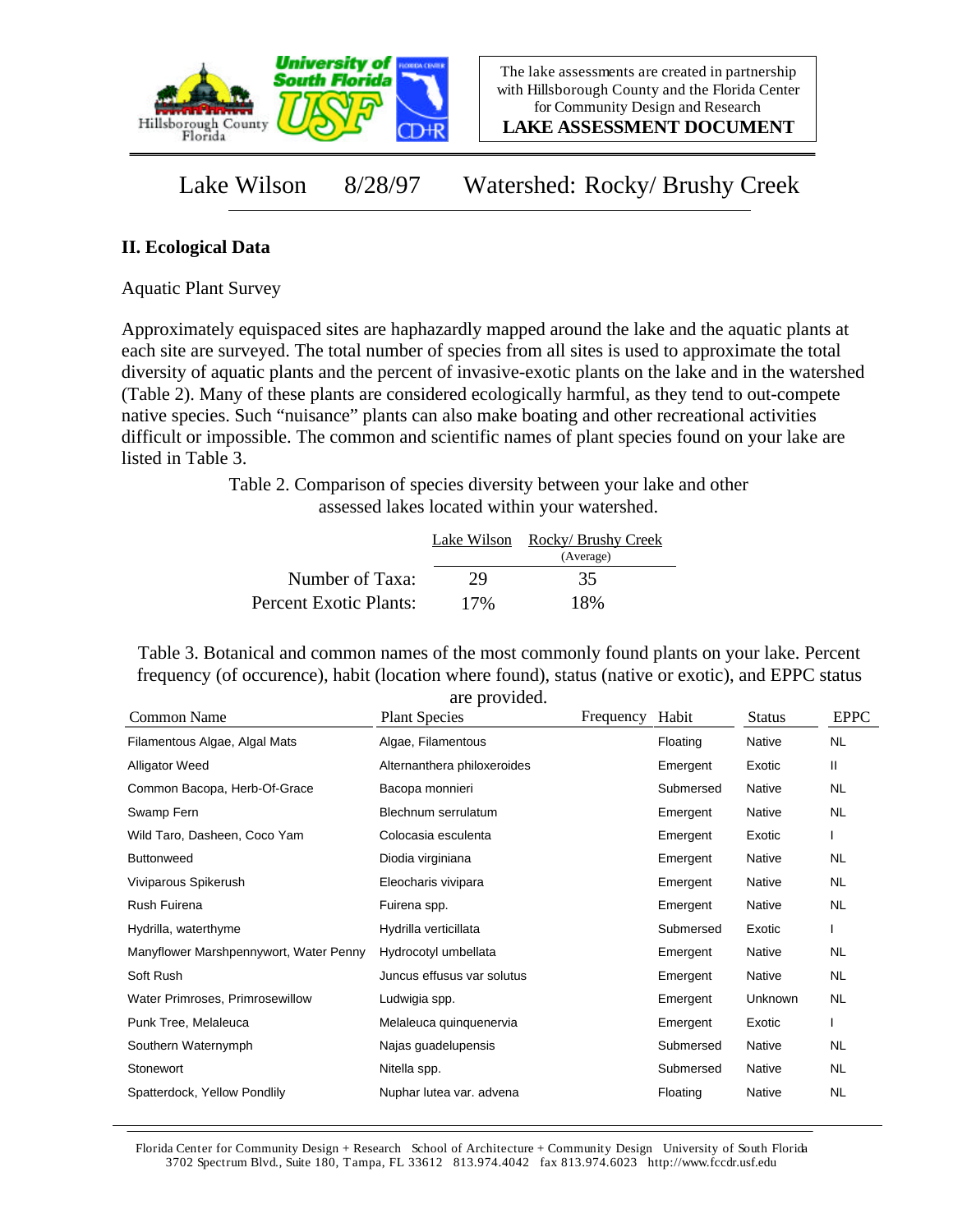The lake assessments are created in partnership with Hillsborough County and the Florida Center for Community Design and Research

**LAKE ASSESSMENT DOCUMENT**

# Lake Wilson 8/28/97 Watershed: Rocky/ Brushy Creek

## II. Ecological Data

Aquatic Plant Survey

Approximately equispaced sites are haphazardly mapped around the lake and the aquatic plants at each site are surveyed. The total number of species from all sites is used to approximate the total diversity of aquatic plants and the percent of invasive-exotic plants on the lake and in the watershed (Table 2). Many of these plants are considered ecologically harmful, as they tend to out-compete native species. Such "nuisance" plants can also make boating and other recreational activities difficult or impossible. The common and scientific names of plant species found on your lake are listed in Table 3.

Table 2. Comparison of species diversity between your lake and other assessed lakes located within your watershed.

| | Lake Wilson | Rocky/ Brushy Creek (Average) |
|---|---|---|
| Number of Taxa: | 29 | 35 |
| Percent Exotic Plants: | 17% | 18% |

Table 3. Botanical and common names of the most commonly found plants on your lake. Percent frequency (of occurence), habit (location where found), status (native or exotic), and EPPC status are provided.

| Common Name | Plant Species | Frequency | Habit | Status | EPPC |
|---|---|---|---|---|---|
| Filamentous Algae, Algal Mats | Algae, Filamentous | | Floating | Native | NL |
| Alligator Weed | Alternanthera philoxeroides | | Emergent | Exotic | II |
| Common Bacopa, Herb-Of-Grace | Bacopa monnieri | | Submersed | Native | NL |
| Swamp Fern | Blechnum serrulatum | | Emergent | Native | NL |
| Wild Taro, Dasheen, Coco Yam | Colocasia esculenta | | Emergent | Exotic | I |
| Buttonweed | Diodia virginiana | | Emergent | Native | NL |
| Viviparous Spikerush | Eleocharis vivipara | | Emergent | Native | NL |
| Rush Fuirena | Fuirena spp. | | Emergent | Native | NL |
| Hydrilla, waterthyme | Hydrilla verticillata | | Submersed | Exotic | I |
| Manyflower Marshpennywort, Water Penny | Hydrocotyl umbellata | | Emergent | Native | NL |
| Soft Rush | Juncus effusus var solutus | | Emergent | Native | NL |
| Water Primroses, Primrosewillow | Ludwigia spp. | | Emergent | Unknown | NL |
| Punk Tree, Melaleuca | Melaleuca quinquenervia | | Emergent | Exotic | I |
| Southern Waternymph | Najas guadelupensis | | Submersed | Native | NL |
| Stonewort | Nitella spp. | | Submersed | Native | NL |
| Spatterdock, Yellow Pondlily | Nuphar lutea var. advena | | Floating | Native | NL |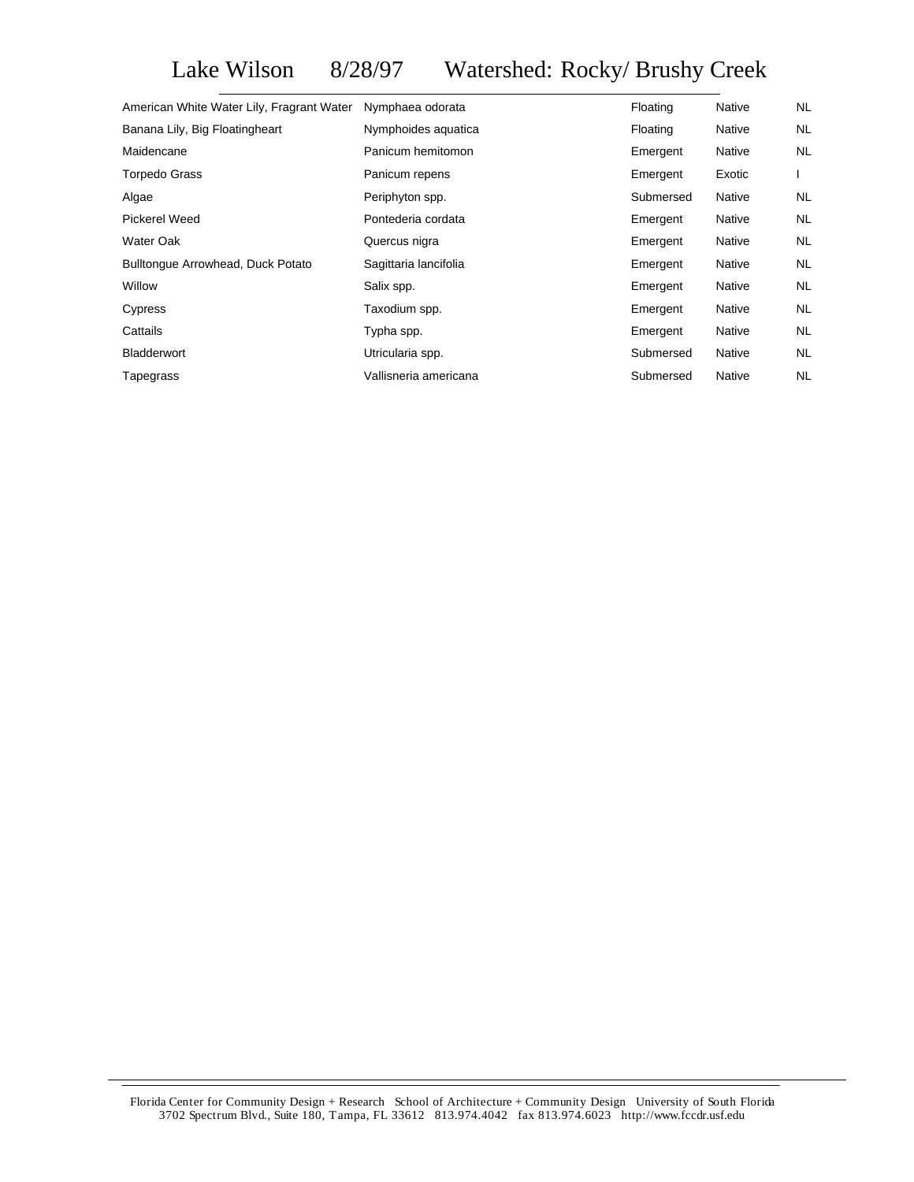# Lake Wilson 8/28/97 Watershed: Rocky/ Brushy Creek

| | | | | |
|---|---|---|---|---|
| American White Water Lily, Fragrant Water | Nymphaea odorata | Floating | Native | NL |
| Banana Lily, Big Floatingheart | Nymphoides aquatica | Floating | Native | NL |
| Maidencane | Panicum hemitomon | Emergent | Native | NL |
| Torpedo Grass | Panicum repens | Emergent | Exotic | I |
| Algae | Periphyton spp. | Submersed | Native | NL |
| Pickerel Weed | Pontederia cordata | Emergent | Native | NL |
| Water Oak | Quercus nigra | Emergent | Native | NL |
| Bulltongue Arrowhead, Duck Potato | Sagittaria lancifolia | Emergent | Native | NL |
| Willow | Salix spp. | Emergent | Native | NL |
| Cypress | Taxodium spp. | Emergent | Native | NL |
| Cattails | Typha spp. | Emergent | Native | NL |
| Bladderwort | Utricularia spp. | Submersed | Native | NL |
| Tapegrass | Vallisneria americana | Submersed | Native | NL |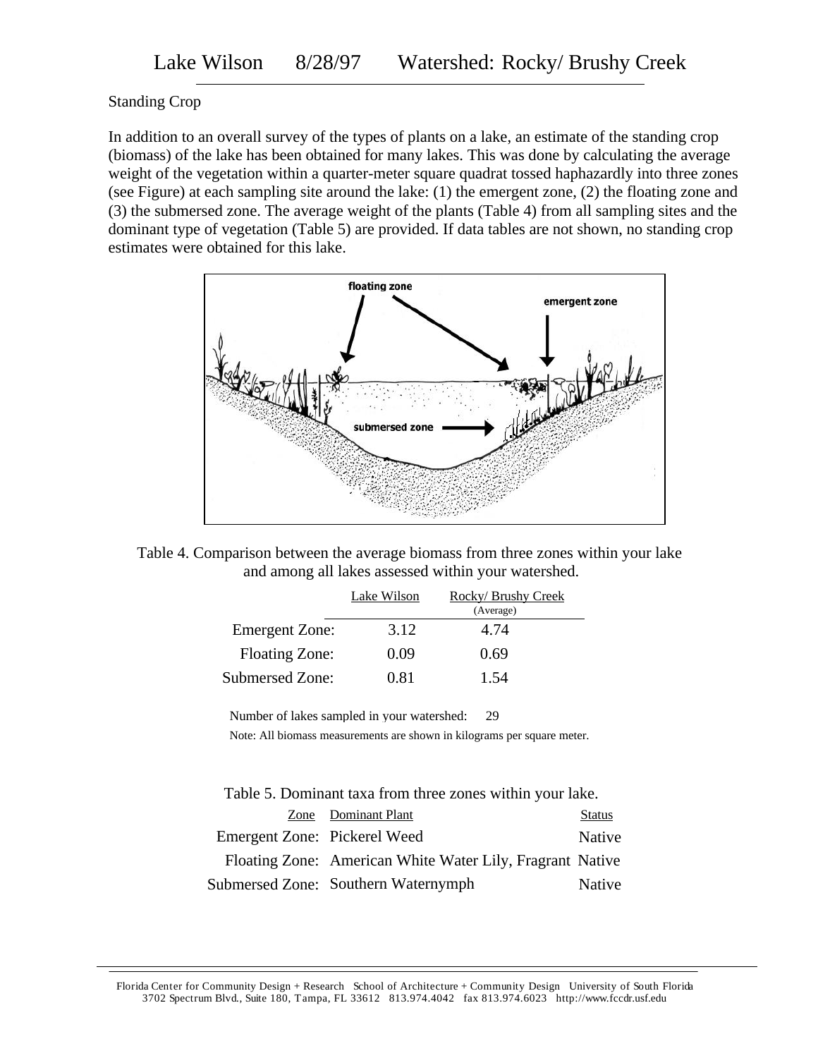# Lake Wilson 8/28/97 Watershed: Rocky/ Brushy Creek

Standing Crop

In addition to an overall survey of the types of plants on a lake, an estimate of the standing crop (biomass) of the lake has been obtained for many lakes. This was done by calculating the average weight of the vegetation within a quarter-meter square quadrat tossed haphazardly into three zones (see Figure) at each sampling site around the lake: (1) the emergent zone, (2) the floating zone and (3) the submersed zone. The average weight of the plants (Table 4) from all sampling sites and the dominant type of vegetation (Table 5) are provided. If data tables are not shown, no standing crop estimates were obtained for this lake.

floating zone

emergent zone

submersed zone

Table 4. Comparison between the average biomass from three zones within your lake and among all lakes assessed within your watershed.

| | Lake Wilson | Rocky/ Brushy Creek (Average) |
|---|---|---|
| Emergent Zone: | 3.12 | 4.74 |
| Floating Zone: | 0.09 | 0.69 |
| Submersed Zone: | 0.81 | 1.54 |

Number of lakes sampled in your watershed: 29

Note: All biomass measurements are shown in kilograms per square meter.

Table 5. Dominant taxa from three zones within your lake.

| Zone | Dominant Plant | Status |
|---|---|---|
| Emergent Zone: | Pickerel Weed | Native |
| Floating Zone: | American White Water Lily, Fragrant | Native |
| Submersed Zone: | Southern Waternymph | Native |